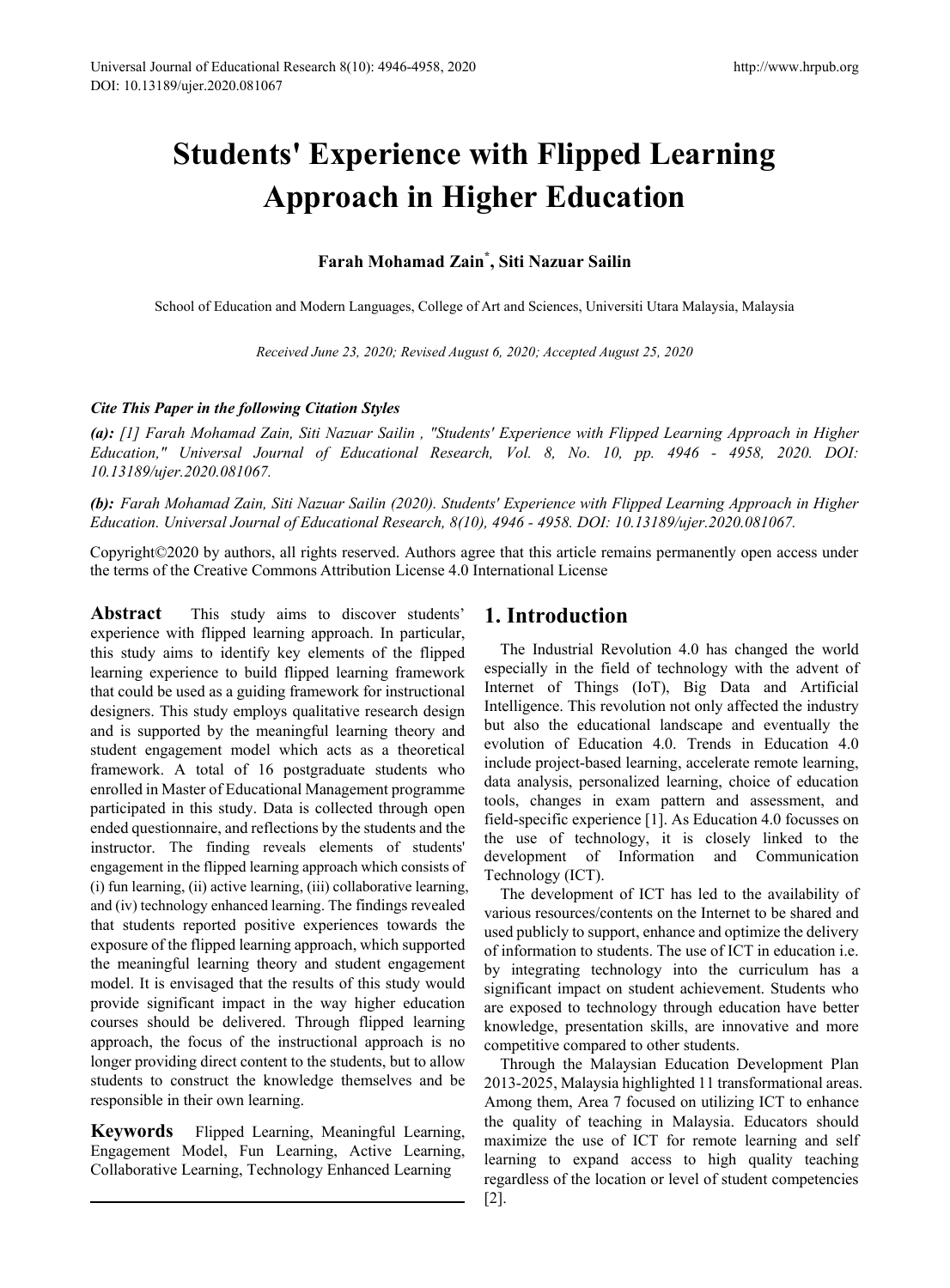# Students' Experience with Flipped Learning Approach in Higher Education

**Farah Mohamad Zain*, Siti Nazuar Sailin**

School of Education and Modern Languages, College of Art and Sciences, Universiti Utara Malaysia, Malaysia

*Received June 23, 2020; Revised August 6, 2020; Accepted August 25, 2020*

***Cite This Paper in the following Citation Styles***

***(a):*** *[1] Farah Mohamad Zain, Siti Nazuar Sailin , "Students' Experience with Flipped Learning Approach in Higher Education," Universal Journal of Educational Research, Vol. 8, No. 10, pp. 4946 - 4958, 2020. DOI: 10.13189/ujer.2020.081067.*

***(b):*** *Farah Mohamad Zain, Siti Nazuar Sailin (2020). Students' Experience with Flipped Learning Approach in Higher Education. Universal Journal of Educational Research, 8(10), 4946 - 4958. DOI: 10.13189/ujer.2020.081067.*

Copyright©2020 by authors, all rights reserved. Authors agree that this article remains permanently open access under the terms of the Creative Commons Attribution License 4.0 International License

**Abstract** This study aims to discover students' experience with flipped learning approach. In particular, this study aims to identify key elements of the flipped learning experience to build flipped learning framework that could be used as a guiding framework for instructional designers. This study employs qualitative research design and is supported by the meaningful learning theory and student engagement model which acts as a theoretical framework. A total of 16 postgraduate students who enrolled in Master of Educational Management programme participated in this study. Data is collected through open ended questionnaire, and reflections by the students and the instructor. The finding reveals elements of students' engagement in the flipped learning approach which consists of (i) fun learning, (ii) active learning, (iii) collaborative learning, and (iv) technology enhanced learning. The findings revealed that students reported positive experiences towards the exposure of the flipped learning approach, which supported the meaningful learning theory and student engagement model. It is envisaged that the results of this study would provide significant impact in the way higher education courses should be delivered. Through flipped learning approach, the focus of the instructional approach is no longer providing direct content to the students, but to allow students to construct the knowledge themselves and be responsible in their own learning.

**Keywords** Flipped Learning, Meaningful Learning, Engagement Model, Fun Learning, Active Learning, Collaborative Learning, Technology Enhanced Learning

## 1. Introduction

The Industrial Revolution 4.0 has changed the world especially in the field of technology with the advent of Internet of Things (IoT), Big Data and Artificial Intelligence. This revolution not only affected the industry but also the educational landscape and eventually the evolution of Education 4.0. Trends in Education 4.0 include project-based learning, accelerate remote learning, data analysis, personalized learning, choice of education tools, changes in exam pattern and assessment, and field-specific experience [1]. As Education 4.0 focusses on the use of technology, it is closely linked to the development of Information and Communication Technology (ICT).

The development of ICT has led to the availability of various resources/contents on the Internet to be shared and used publicly to support, enhance and optimize the delivery of information to students. The use of ICT in education i.e. by integrating technology into the curriculum has a significant impact on student achievement. Students who are exposed to technology through education have better knowledge, presentation skills, are innovative and more competitive compared to other students.

Through the Malaysian Education Development Plan 2013-2025, Malaysia highlighted 11 transformational areas. Among them, Area 7 focused on utilizing ICT to enhance the quality of teaching in Malaysia. Educators should maximize the use of ICT for remote learning and self learning to expand access to high quality teaching regardless of the location or level of student competencies [2].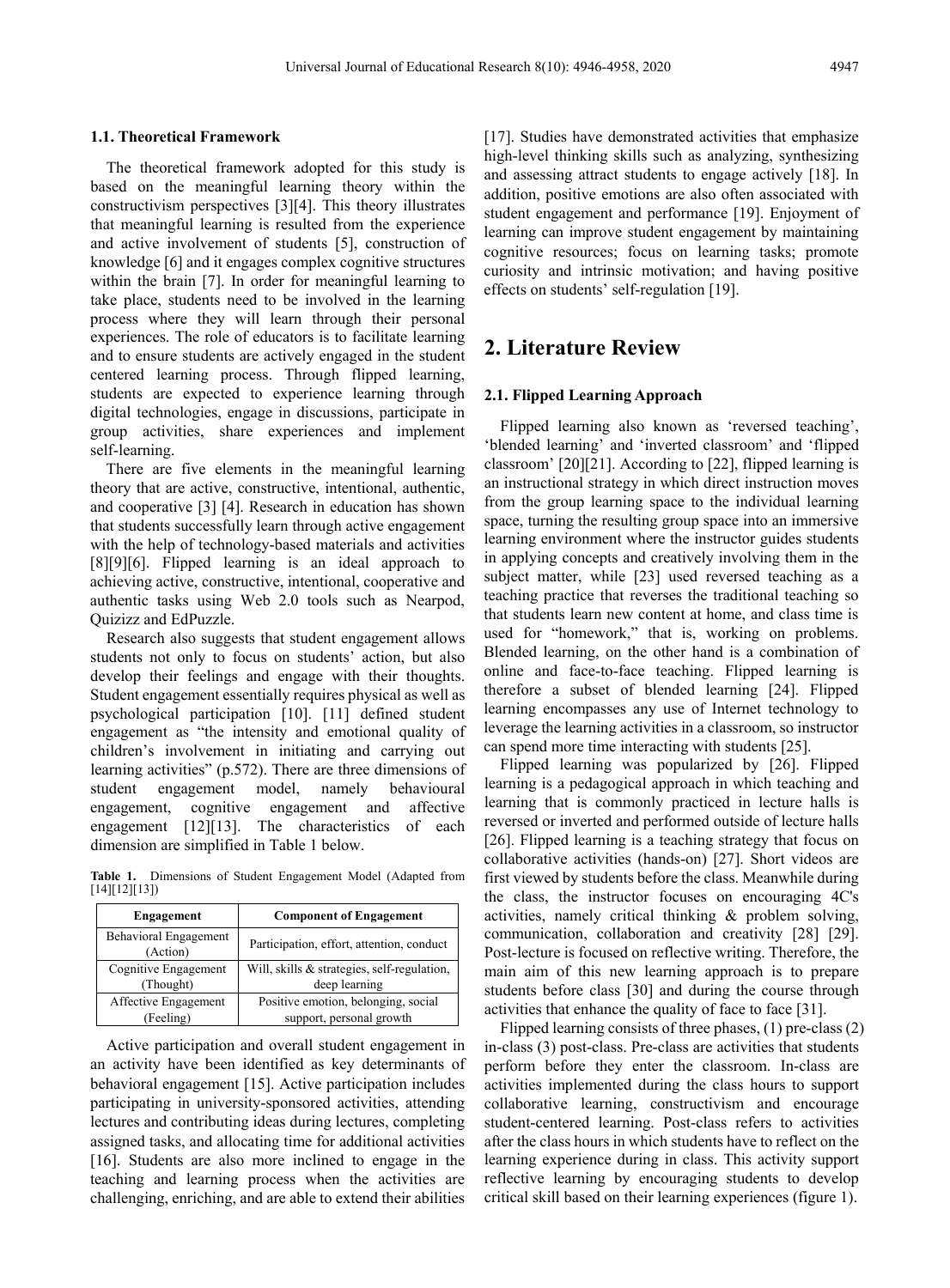### 1.1. Theoretical Framework

The theoretical framework adopted for this study is based on the meaningful learning theory within the constructivism perspectives [3][4]. This theory illustrates that meaningful learning is resulted from the experience and active involvement of students [5], construction of knowledge [6] and it engages complex cognitive structures within the brain [7]. In order for meaningful learning to take place, students need to be involved in the learning process where they will learn through their personal experiences. The role of educators is to facilitate learning and to ensure students are actively engaged in the student centered learning process. Through flipped learning, students are expected to experience learning through digital technologies, engage in discussions, participate in group activities, share experiences and implement self-learning.

There are five elements in the meaningful learning theory that are active, constructive, intentional, authentic, and cooperative [3] [4]. Research in education has shown that students successfully learn through active engagement with the help of technology-based materials and activities [8][9][6]. Flipped learning is an ideal approach to achieving active, constructive, intentional, authentic and cooperative tasks using Web 2.0 tools such as Nearpod, Quizizz and EdPuzzle.

Research also suggests that student engagement allows students not only to focus on students' action, but also develop their feelings and engage with their thoughts. Student engagement essentially requires physical as well as psychological participation [10]. [11] defined student engagement as "the intensity and emotional quality of children's involvement in initiating and carrying out learning activities" (p.572). There are three dimensions of student engagement model, namely behavioural engagement, cognitive engagement and affective engagement [12][13]. The characteristics of each dimension are simplified in Table 1 below.

**Table 1.** Dimensions of Student Engagement Model (Adapted from [14][12][13])

| Engagement | Component of Engagement |
|---|---|
| Behavioral Engagement (Action) | Participation, effort, attention, conduct |
| Cognitive Engagement (Thought) | Will, skills & strategies, self-regulation, deep learning |
| Affective Engagement (Feeling) | Positive emotion, belonging, social support, personal growth |

Active participation and overall student engagement in an activity have been identified as key determinants of behavioral engagement [15]. Active participation includes participating in university-sponsored activities, attending lectures and contributing ideas during lectures, completing assigned tasks, and allocating time for additional activities [16]. Students are also more inclined to engage in the teaching and learning process when the activities are challenging, enriching, and are able to extend their abilities [17]. Studies have demonstrated activities that emphasize high-level thinking skills such as analyzing, synthesizing and assessing attract students to engage actively [18]. In addition, positive emotions are also often associated with student engagement and performance [19]. Enjoyment of learning can improve student engagement by maintaining cognitive resources; focus on learning tasks; promote curiosity and intrinsic motivation; and having positive effects on students' self-regulation [19].

## 2. Literature Review

### 2.1. Flipped Learning Approach

Flipped learning also known as 'reversed teaching', 'blended learning' and 'inverted classroom' and 'flipped classroom' [20][21]. According to [22], flipped learning is an instructional strategy in which direct instruction moves from the group learning space to the individual learning space, turning the resulting group space into an immersive learning environment where the instructor guides students in applying concepts and creatively involving them in the subject matter, while [23] used reversed teaching as a teaching practice that reverses the traditional teaching so that students learn new content at home, and class time is used for "homework," that is, working on problems. Blended learning, on the other hand is a combination of online and face-to-face teaching. Flipped learning is therefore a subset of blended learning [24]. Flipped learning encompasses any use of Internet technology to leverage the learning activities in a classroom, so instructor can spend more time interacting with students [25].

Flipped learning was popularized by [26]. Flipped learning is a pedagogical approach in which teaching and learning that is commonly practiced in lecture halls is reversed or inverted and performed outside of lecture halls [26]. Flipped learning is a teaching strategy that focus on collaborative activities (hands-on) [27]. Short videos are first viewed by students before the class. Meanwhile during the class, the instructor focuses on encouraging 4C's activities, namely critical thinking & problem solving, communication, collaboration and creativity [28] [29]. Post-lecture is focused on reflective writing. Therefore, the main aim of this new learning approach is to prepare students before class [30] and during the course through activities that enhance the quality of face to face [31].

Flipped learning consists of three phases, (1) pre-class (2) in-class (3) post-class. Pre-class are activities that students perform before they enter the classroom. In-class are activities implemented during the class hours to support collaborative learning, constructivism and encourage student-centered learning. Post-class refers to activities after the class hours in which students have to reflect on the learning experience during in class. This activity support reflective learning by encouraging students to develop critical skill based on their learning experiences (figure 1).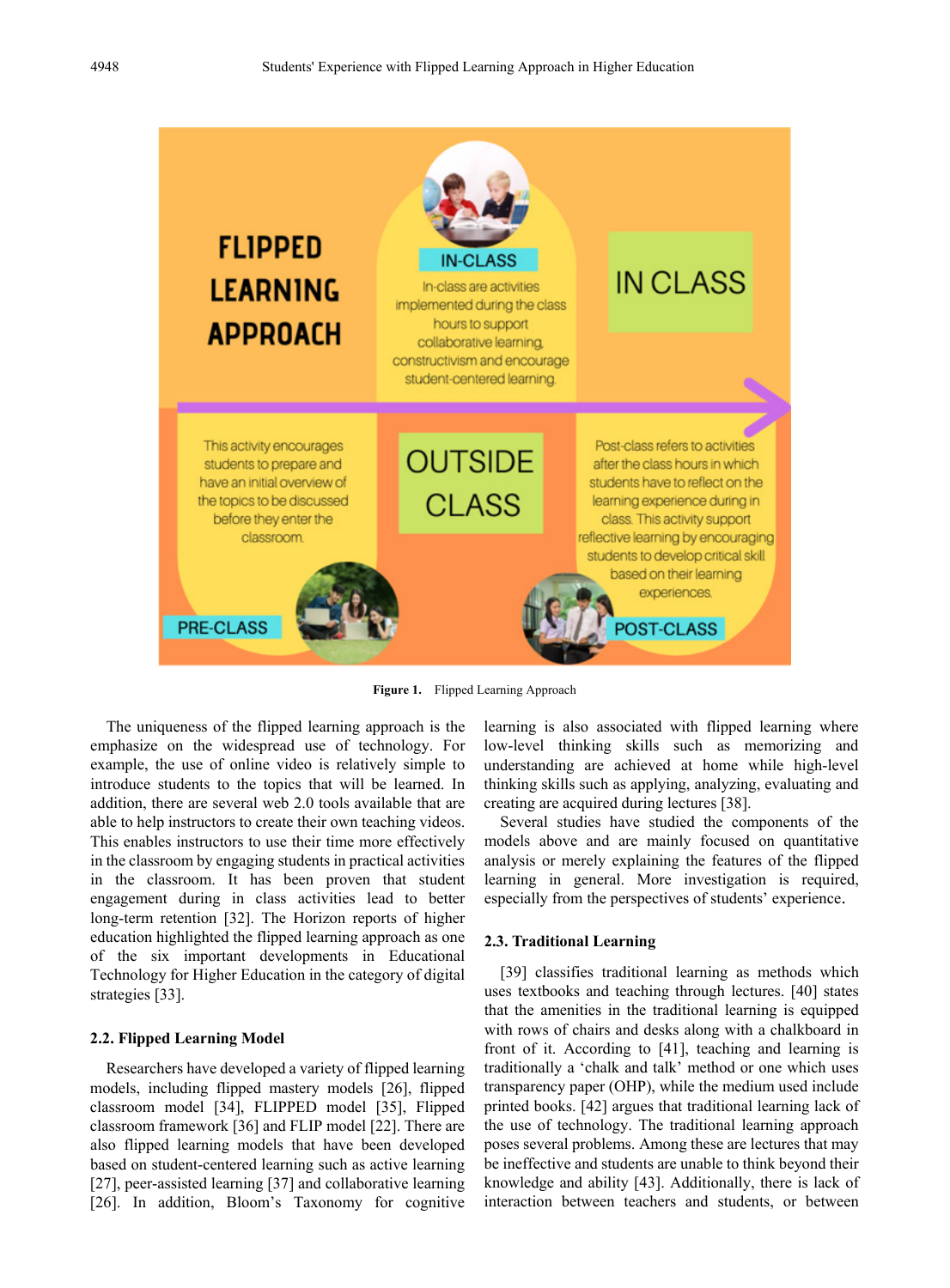FLIPPED LEARNING APPROACH

IN-CLASS

In-class are activities implemented during the class hours to support collaborative learning, constructivism and encourage student-centered learning.

IN CLASS

This activity encourages students to prepare and have an initial overview of the topics to be discussed before they enter the classroom.

PRE-CLASS

OUTSIDE CLASS

Post-class refers to activities after the class hours in which students have to reflect on the learning experience during in class. This activity support reflective learning by encouraging students to develop critical skill based on their learning experiences.

POST-CLASS

**Figure 1.** Flipped Learning Approach

The uniqueness of the flipped learning approach is the emphasize on the widespread use of technology. For example, the use of online video is relatively simple to introduce students to the topics that will be learned. In addition, there are several web 2.0 tools available that are able to help instructors to create their own teaching videos. This enables instructors to use their time more effectively in the classroom by engaging students in practical activities in the classroom. It has been proven that student engagement during in class activities lead to better long-term retention [32]. The Horizon reports of higher education highlighted the flipped learning approach as one of the six important developments in Educational Technology for Higher Education in the category of digital strategies [33].

## 2.2. Flipped Learning Model

Researchers have developed a variety of flipped learning models, including flipped mastery models [26], flipped classroom model [34], FLIPPED model [35], Flipped classroom framework [36] and FLIP model [22]. There are also flipped learning models that have been developed based on student-centered learning such as active learning [27], peer-assisted learning [37] and collaborative learning [26]. In addition, Bloom's Taxonomy for cognitive learning is also associated with flipped learning where low-level thinking skills such as memorizing and understanding are achieved at home while high-level thinking skills such as applying, analyzing, evaluating and creating are acquired during lectures [38].

Several studies have studied the components of the models above and are mainly focused on quantitative analysis or merely explaining the features of the flipped learning in general. More investigation is required, especially from the perspectives of students' experience.

## 2.3. Traditional Learning

[39] classifies traditional learning as methods which uses textbooks and teaching through lectures. [40] states that the amenities in the traditional learning is equipped with rows of chairs and desks along with a chalkboard in front of it. According to [41], teaching and learning is traditionally a 'chalk and talk' method or one which uses transparency paper (OHP), while the medium used include printed books. [42] argues that traditional learning lack of the use of technology. The traditional learning approach poses several problems. Among these are lectures that may be ineffective and students are unable to think beyond their knowledge and ability [43]. Additionally, there is lack of interaction between teachers and students, or between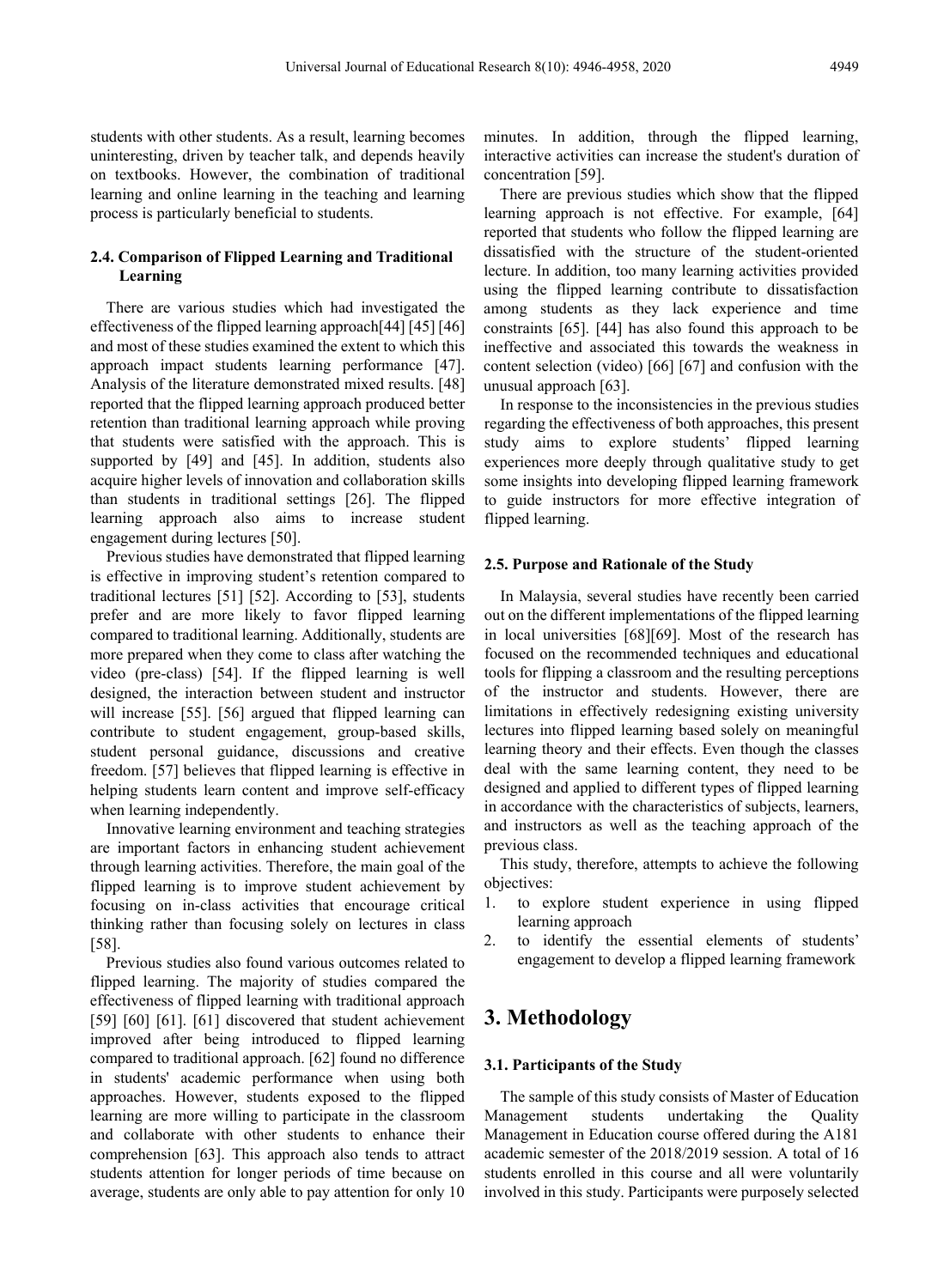students with other students. As a result, learning becomes uninteresting, driven by teacher talk, and depends heavily on textbooks. However, the combination of traditional learning and online learning in the teaching and learning process is particularly beneficial to students.

### 2.4. Comparison of Flipped Learning and Traditional Learning

There are various studies which had investigated the effectiveness of the flipped learning approach[44] [45] [46] and most of these studies examined the extent to which this approach impact students learning performance [47]. Analysis of the literature demonstrated mixed results. [48] reported that the flipped learning approach produced better retention than traditional learning approach while proving that students were satisfied with the approach. This is supported by [49] and [45]. In addition, students also acquire higher levels of innovation and collaboration skills than students in traditional settings [26]. The flipped learning approach also aims to increase student engagement during lectures [50].

Previous studies have demonstrated that flipped learning is effective in improving student's retention compared to traditional lectures [51] [52]. According to [53], students prefer and are more likely to favor flipped learning compared to traditional learning. Additionally, students are more prepared when they come to class after watching the video (pre-class) [54]. If the flipped learning is well designed, the interaction between student and instructor will increase [55]. [56] argued that flipped learning can contribute to student engagement, group-based skills, student personal guidance, discussions and creative freedom. [57] believes that flipped learning is effective in helping students learn content and improve self-efficacy when learning independently.

Innovative learning environment and teaching strategies are important factors in enhancing student achievement through learning activities. Therefore, the main goal of the flipped learning is to improve student achievement by focusing on in-class activities that encourage critical thinking rather than focusing solely on lectures in class [58].

Previous studies also found various outcomes related to flipped learning. The majority of studies compared the effectiveness of flipped learning with traditional approach [59] [60] [61]. [61] discovered that student achievement improved after being introduced to flipped learning compared to traditional approach. [62] found no difference in students' academic performance when using both approaches. However, students exposed to the flipped learning are more willing to participate in the classroom and collaborate with other students to enhance their comprehension [63]. This approach also tends to attract students attention for longer periods of time because on average, students are only able to pay attention for only 10 minutes. In addition, through the flipped learning, interactive activities can increase the student's duration of concentration [59].

There are previous studies which show that the flipped learning approach is not effective. For example, [64] reported that students who follow the flipped learning are dissatisfied with the structure of the student-oriented lecture. In addition, too many learning activities provided using the flipped learning contribute to dissatisfaction among students as they lack experience and time constraints [65]. [44] has also found this approach to be ineffective and associated this towards the weakness in content selection (video) [66] [67] and confusion with the unusual approach [63].

In response to the inconsistencies in the previous studies regarding the effectiveness of both approaches, this present study aims to explore students' flipped learning experiences more deeply through qualitative study to get some insights into developing flipped learning framework to guide instructors for more effective integration of flipped learning.

### 2.5. Purpose and Rationale of the Study

In Malaysia, several studies have recently been carried out on the different implementations of the flipped learning in local universities [68][69]. Most of the research has focused on the recommended techniques and educational tools for flipping a classroom and the resulting perceptions of the instructor and students. However, there are limitations in effectively redesigning existing university lectures into flipped learning based solely on meaningful learning theory and their effects. Even though the classes deal with the same learning content, they need to be designed and applied to different types of flipped learning in accordance with the characteristics of subjects, learners, and instructors as well as the teaching approach of the previous class.

This study, therefore, attempts to achieve the following objectives:

1. to explore student experience in using flipped learning approach
2. to identify the essential elements of students' engagement to develop a flipped learning framework

## 3. Methodology

### 3.1. Participants of the Study

The sample of this study consists of Master of Education Management students undertaking the Quality Management in Education course offered during the A181 academic semester of the 2018/2019 session. A total of 16 students enrolled in this course and all were voluntarily involved in this study. Participants were purposely selected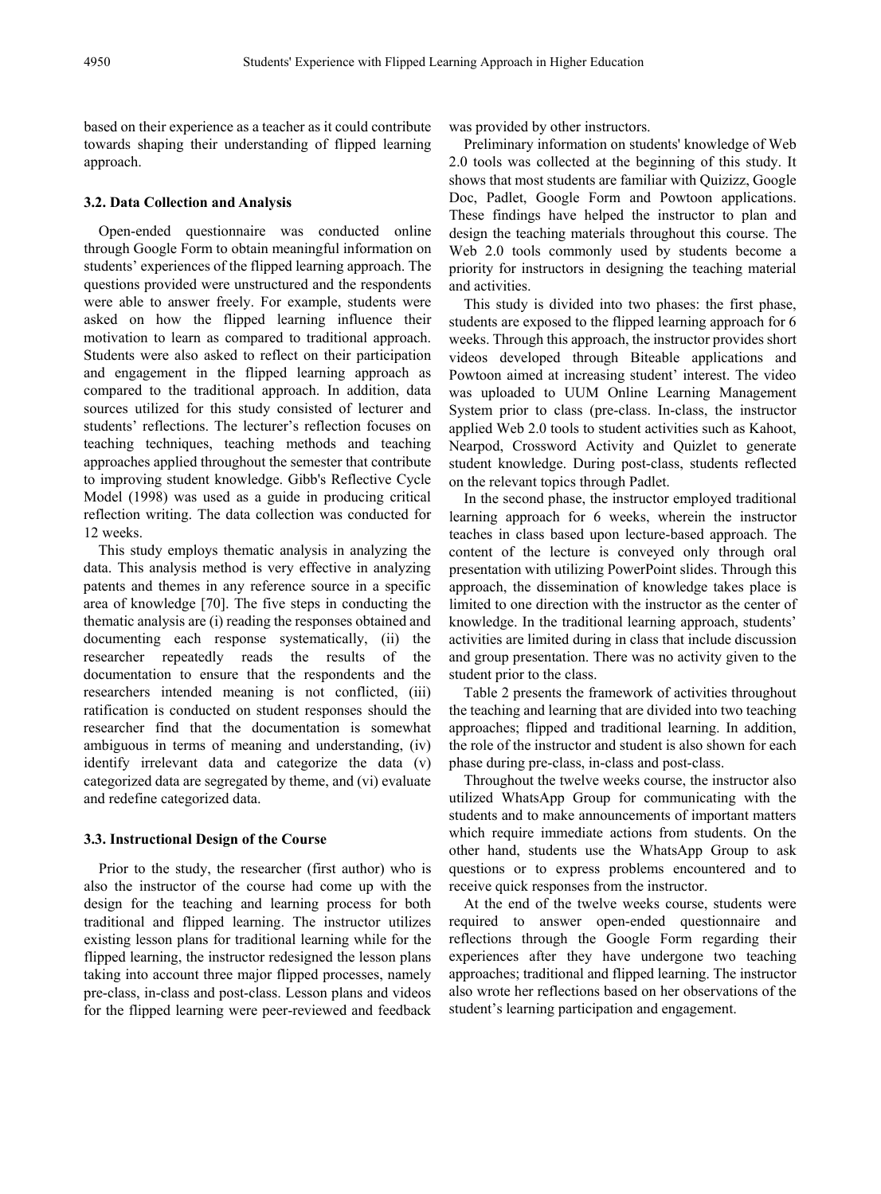based on their experience as a teacher as it could contribute towards shaping their understanding of flipped learning approach.

### 3.2. Data Collection and Analysis

Open-ended questionnaire was conducted online through Google Form to obtain meaningful information on students' experiences of the flipped learning approach. The questions provided were unstructured and the respondents were able to answer freely. For example, students were asked on how the flipped learning influence their motivation to learn as compared to traditional approach. Students were also asked to reflect on their participation and engagement in the flipped learning approach as compared to the traditional approach. In addition, data sources utilized for this study consisted of lecturer and students' reflections. The lecturer's reflection focuses on teaching techniques, teaching methods and teaching approaches applied throughout the semester that contribute to improving student knowledge. Gibb's Reflective Cycle Model (1998) was used as a guide in producing critical reflection writing. The data collection was conducted for 12 weeks.

This study employs thematic analysis in analyzing the data. This analysis method is very effective in analyzing patents and themes in any reference source in a specific area of knowledge [70]. The five steps in conducting the thematic analysis are (i) reading the responses obtained and documenting each response systematically, (ii) the researcher repeatedly reads the results of the documentation to ensure that the respondents and the researchers intended meaning is not conflicted, (iii) ratification is conducted on student responses should the researcher find that the documentation is somewhat ambiguous in terms of meaning and understanding, (iv) identify irrelevant data and categorize the data (v) categorized data are segregated by theme, and (vi) evaluate and redefine categorized data.

### 3.3. Instructional Design of the Course

Prior to the study, the researcher (first author) who is also the instructor of the course had come up with the design for the teaching and learning process for both traditional and flipped learning. The instructor utilizes existing lesson plans for traditional learning while for the flipped learning, the instructor redesigned the lesson plans taking into account three major flipped processes, namely pre-class, in-class and post-class. Lesson plans and videos for the flipped learning were peer-reviewed and feedback was provided by other instructors.

Preliminary information on students' knowledge of Web 2.0 tools was collected at the beginning of this study. It shows that most students are familiar with Quizizz, Google Doc, Padlet, Google Form and Powtoon applications. These findings have helped the instructor to plan and design the teaching materials throughout this course. The Web 2.0 tools commonly used by students become a priority for instructors in designing the teaching material and activities.

This study is divided into two phases: the first phase, students are exposed to the flipped learning approach for 6 weeks. Through this approach, the instructor provides short videos developed through Biteable applications and Powtoon aimed at increasing student' interest. The video was uploaded to UUM Online Learning Management System prior to class (pre-class. In-class, the instructor applied Web 2.0 tools to student activities such as Kahoot, Nearpod, Crossword Activity and Quizlet to generate student knowledge. During post-class, students reflected on the relevant topics through Padlet.

In the second phase, the instructor employed traditional learning approach for 6 weeks, wherein the instructor teaches in class based upon lecture-based approach. The content of the lecture is conveyed only through oral presentation with utilizing PowerPoint slides. Through this approach, the dissemination of knowledge takes place is limited to one direction with the instructor as the center of knowledge. In the traditional learning approach, students' activities are limited during in class that include discussion and group presentation. There was no activity given to the student prior to the class.

Table 2 presents the framework of activities throughout the teaching and learning that are divided into two teaching approaches; flipped and traditional learning. In addition, the role of the instructor and student is also shown for each phase during pre-class, in-class and post-class.

Throughout the twelve weeks course, the instructor also utilized WhatsApp Group for communicating with the students and to make announcements of important matters which require immediate actions from students. On the other hand, students use the WhatsApp Group to ask questions or to express problems encountered and to receive quick responses from the instructor.

At the end of the twelve weeks course, students were required to answer open-ended questionnaire and reflections through the Google Form regarding their experiences after they have undergone two teaching approaches; traditional and flipped learning. The instructor also wrote her reflections based on her observations of the student's learning participation and engagement.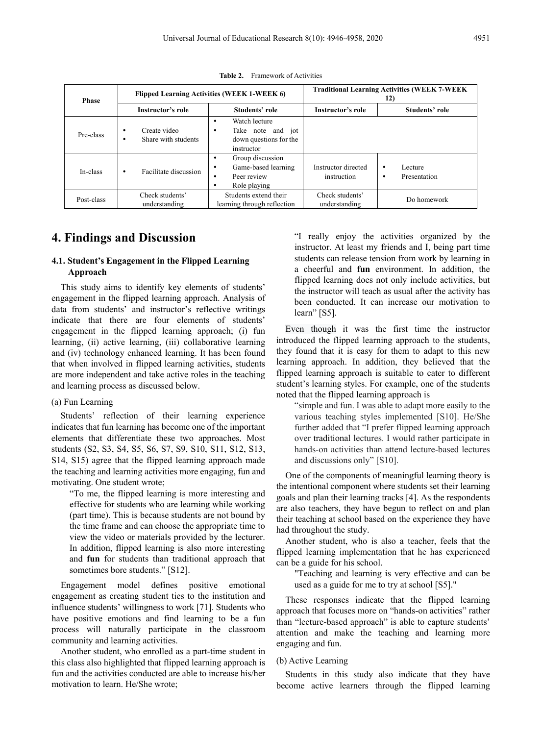**Table 2.** Framework of Activities

| Phase | Flipped Learning Activities (WEEK 1-WEEK 6) | | Traditional Learning Activities (WEEK 7-WEEK 12) | |
|---|---|---|---|---|
| | Instructor's role | Students' role | Instructor's role | Students' role |
| Pre-class | • Create video<br>• Share with students | • Watch lecture<br>• Take note and jot down questions for the instructor | | |
| In-class | • Facilitate discussion | • Group discussion<br>• Game-based learning<br>• Peer review<br>• Role playing | Instructor directed instruction | • Lecture<br>• Presentation |
| Post-class | Check students' understanding | Students extend their learning through reflection | Check students' understanding | Do homework |

# 4. Findings and Discussion

## 4.1. Student's Engagement in the Flipped Learning Approach

This study aims to identify key elements of students' engagement in the flipped learning approach. Analysis of data from students' and instructor's reflective writings indicate that there are four elements of students' engagement in the flipped learning approach; (i) fun learning, (ii) active learning, (iii) collaborative learning and (iv) technology enhanced learning. It has been found that when involved in flipped learning activities, students are more independent and take active roles in the teaching and learning process as discussed below.

(a) Fun Learning

Students' reflection of their learning experience indicates that fun learning has become one of the important elements that differentiate these two approaches. Most students (S2, S3, S4, S5, S6, S7, S9, S10, S11, S12, S13, S14, S15) agree that the flipped learning approach made the teaching and learning activities more engaging, fun and motivating. One student wrote;

> "To me, the flipped learning is more interesting and effective for students who are learning while working (part time). This is because students are not bound by the time frame and can choose the appropriate time to view the video or materials provided by the lecturer. In addition, flipped learning is also more interesting and **fun** for students than traditional approach that sometimes bore students." [S12].

Engagement model defines positive emotional engagement as creating student ties to the institution and influence students' willingness to work [71]. Students who have positive emotions and find learning to be a fun process will naturally participate in the classroom community and learning activities.

Another student, who enrolled as a part-time student in this class also highlighted that flipped learning approach is fun and the activities conducted are able to increase his/her motivation to learn. He/She wrote;

> "I really enjoy the activities organized by the instructor. At least my friends and I, being part time students can release tension from work by learning in a cheerful and **fun** environment. In addition, the flipped learning does not only include activities, but the instructor will teach as usual after the activity has been conducted. It can increase our motivation to learn" [S5].

Even though it was the first time the instructor introduced the flipped learning approach to the students, they found that it is easy for them to adapt to this new learning approach. In addition, they believed that the flipped learning approach is suitable to cater to different student's learning styles. For example, one of the students noted that the flipped learning approach is

> "simple and fun. I was able to adapt more easily to the various teaching styles implemented [S10]. He/She further added that "I prefer flipped learning approach over traditional lectures. I would rather participate in hands-on activities than attend lecture-based lectures and discussions only" [S10].

One of the components of meaningful learning theory is the intentional component where students set their learning goals and plan their learning tracks [4]. As the respondents are also teachers, they have begun to reflect on and plan their teaching at school based on the experience they have had throughout the study.

Another student, who is also a teacher, feels that the flipped learning implementation that he has experienced can be a guide for his school.

> "Teaching and learning is very effective and can be used as a guide for me to try at school [S5]."

These responses indicate that the flipped learning approach that focuses more on "hands-on activities" rather than "lecture-based approach" is able to capture students' attention and make the teaching and learning more engaging and fun.

(b) Active Learning

Students in this study also indicate that they have become active learners through the flipped learning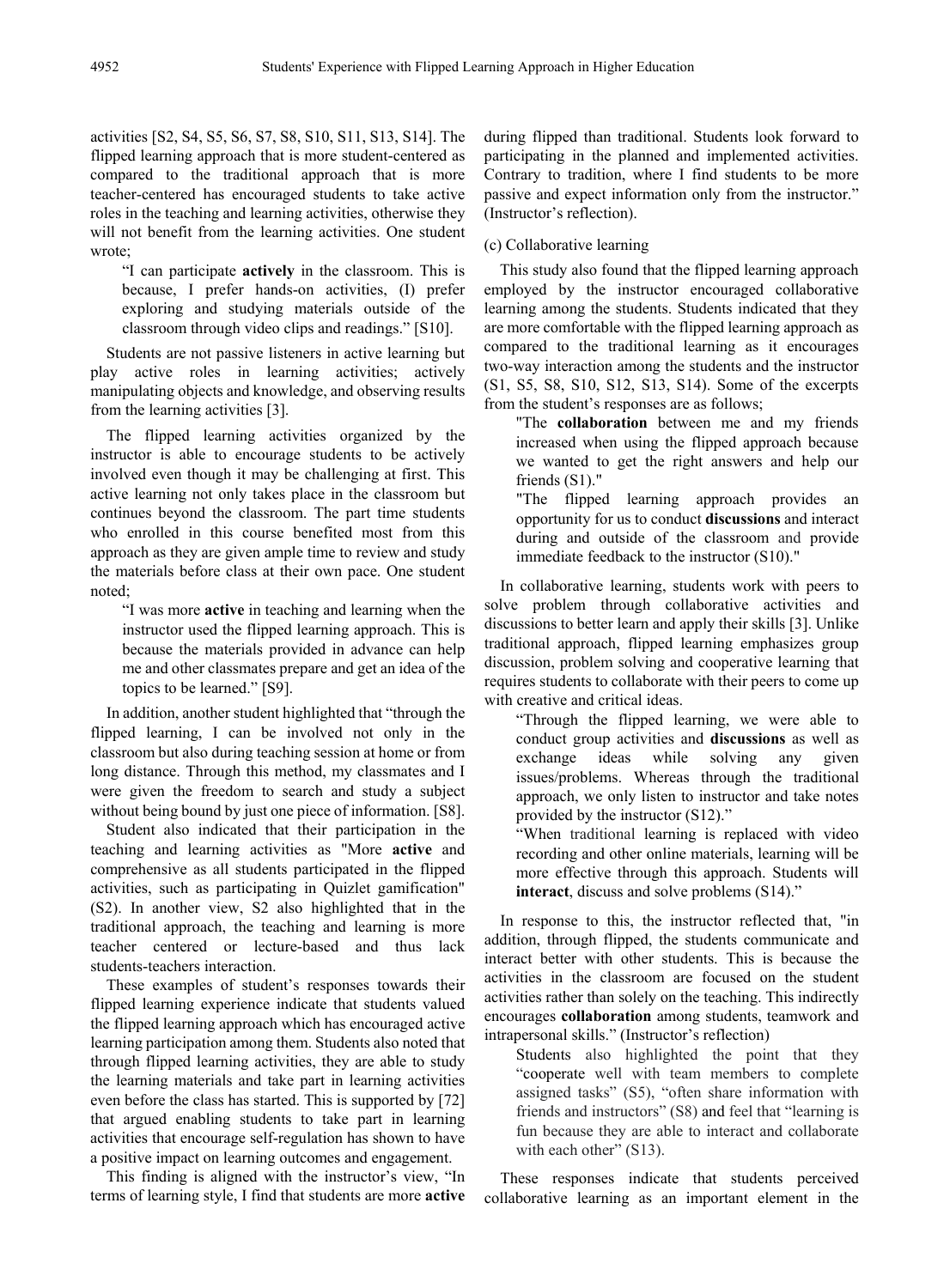activities [S2, S4, S5, S6, S7, S8, S10, S11, S13, S14]. The flipped learning approach that is more student-centered as compared to the traditional approach that is more teacher-centered has encouraged students to take active roles in the teaching and learning activities, otherwise they will not benefit from the learning activities. One student wrote;

> "I can participate **actively** in the classroom. This is because, I prefer hands-on activities, (I) prefer exploring and studying materials outside of the classroom through video clips and readings." [S10].

Students are not passive listeners in active learning but play active roles in learning activities; actively manipulating objects and knowledge, and observing results from the learning activities [3].

The flipped learning activities organized by the instructor is able to encourage students to be actively involved even though it may be challenging at first. This active learning not only takes place in the classroom but continues beyond the classroom. The part time students who enrolled in this course benefited most from this approach as they are given ample time to review and study the materials before class at their own pace. One student noted;

> "I was more **active** in teaching and learning when the instructor used the flipped learning approach. This is because the materials provided in advance can help me and other classmates prepare and get an idea of the topics to be learned." [S9].

In addition, another student highlighted that "through the flipped learning, I can be involved not only in the classroom but also during teaching session at home or from long distance. Through this method, my classmates and I were given the freedom to search and study a subject without being bound by just one piece of information. [S8].

Student also indicated that their participation in the teaching and learning activities as "More **active** and comprehensive as all students participated in the flipped activities, such as participating in Quizlet gamification" (S2). In another view, S2 also highlighted that in the traditional approach, the teaching and learning is more teacher centered or lecture-based and thus lack students-teachers interaction.

These examples of student's responses towards their flipped learning experience indicate that students valued the flipped learning approach which has encouraged active learning participation among them. Students also noted that through flipped learning activities, they are able to study the learning materials and take part in learning activities even before the class has started. This is supported by [72] that argued enabling students to take part in learning activities that encourage self-regulation has shown to have a positive impact on learning outcomes and engagement.

This finding is aligned with the instructor's view, "In terms of learning style, I find that students are more **active** during flipped than traditional. Students look forward to participating in the planned and implemented activities. Contrary to tradition, where I find students to be more passive and expect information only from the instructor." (Instructor's reflection).

(c) Collaborative learning

This study also found that the flipped learning approach employed by the instructor encouraged collaborative learning among the students. Students indicated that they are more comfortable with the flipped learning approach as compared to the traditional learning as it encourages two-way interaction among the students and the instructor (S1, S5, S8, S10, S12, S13, S14). Some of the excerpts from the student's responses are as follows;

> "The **collaboration** between me and my friends increased when using the flipped approach because we wanted to get the right answers and help our friends (S1)."
>
> "The flipped learning approach provides an opportunity for us to conduct **discussions** and interact during and outside of the classroom and provide immediate feedback to the instructor (S10)."

In collaborative learning, students work with peers to solve problem through collaborative activities and discussions to better learn and apply their skills [3]. Unlike traditional approach, flipped learning emphasizes group discussion, problem solving and cooperative learning that requires students to collaborate with their peers to come up with creative and critical ideas.

> "Through the flipped learning, we were able to conduct group activities and **discussions** as well as exchange ideas while solving any given issues/problems. Whereas through the traditional approach, we only listen to instructor and take notes provided by the instructor (S12)."
>
> "When traditional learning is replaced with video recording and other online materials, learning will be more effective through this approach. Students will **interact**, discuss and solve problems (S14)."

In response to this, the instructor reflected that, "in addition, through flipped, the students communicate and interact better with other students. This is because the activities in the classroom are focused on the student activities rather than solely on the teaching. This indirectly encourages **collaboration** among students, teamwork and intrapersonal skills." (Instructor's reflection)

> Students also highlighted the point that they "cooperate well with team members to complete assigned tasks" (S5), "often share information with friends and instructors" (S8) and feel that "learning is fun because they are able to interact and collaborate with each other" (S13).

These responses indicate that students perceived collaborative learning as an important element in the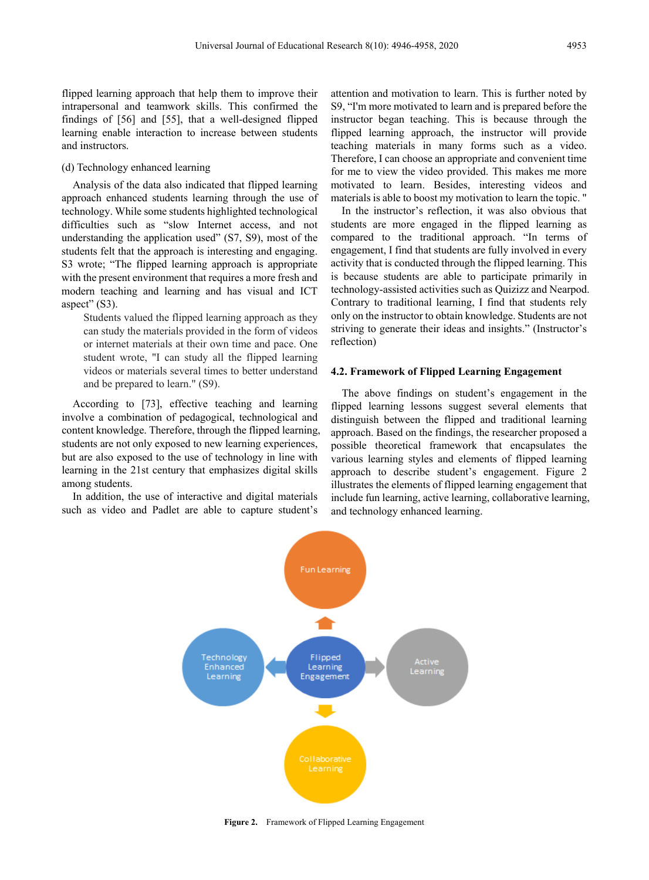flipped learning approach that help them to improve their intrapersonal and teamwork skills. This confirmed the findings of [56] and [55], that a well-designed flipped learning enable interaction to increase between students and instructors.

(d) Technology enhanced learning

Analysis of the data also indicated that flipped learning approach enhanced students learning through the use of technology. While some students highlighted technological difficulties such as "slow Internet access, and not understanding the application used" (S7, S9), most of the students felt that the approach is interesting and engaging. S3 wrote; "The flipped learning approach is appropriate with the present environment that requires a more fresh and modern teaching and learning and has visual and ICT aspect" (S3).

> Students valued the flipped learning approach as they can study the materials provided in the form of videos or internet materials at their own time and pace. One student wrote, "I can study all the flipped learning videos or materials several times to better understand and be prepared to learn." (S9).

According to [73], effective teaching and learning involve a combination of pedagogical, technological and content knowledge. Therefore, through the flipped learning, students are not only exposed to new learning experiences, but are also exposed to the use of technology in line with learning in the 21st century that emphasizes digital skills among students.

In addition, the use of interactive and digital materials such as video and Padlet are able to capture student's attention and motivation to learn. This is further noted by S9, "I'm more motivated to learn and is prepared before the instructor began teaching. This is because through the flipped learning approach, the instructor will provide teaching materials in many forms such as a video. Therefore, I can choose an appropriate and convenient time for me to view the video provided. This makes me more motivated to learn. Besides, interesting videos and materials is able to boost my motivation to learn the topic. "

In the instructor's reflection, it was also obvious that students are more engaged in the flipped learning as compared to the traditional approach. "In terms of engagement, I find that students are fully involved in every activity that is conducted through the flipped learning. This is because students are able to participate primarily in technology-assisted activities such as Quizizz and Nearpod. Contrary to traditional learning, I find that students rely only on the instructor to obtain knowledge. Students are not striving to generate their ideas and insights." (Instructor's reflection)

### 4.2. Framework of Flipped Learning Engagement

The above findings on student's engagement in the flipped learning lessons suggest several elements that distinguish between the flipped and traditional learning approach. Based on the findings, the researcher proposed a possible theoretical framework that encapsulates the various learning styles and elements of flipped learning approach to describe student's engagement. Figure 2 illustrates the elements of flipped learning engagement that include fun learning, active learning, collaborative learning, and technology enhanced learning.

Fun Learning

Technology Enhanced Learning — Flipped Learning Engagement — Active Learning

Collaborative Learning

**Figure 2.** Framework of Flipped Learning Engagement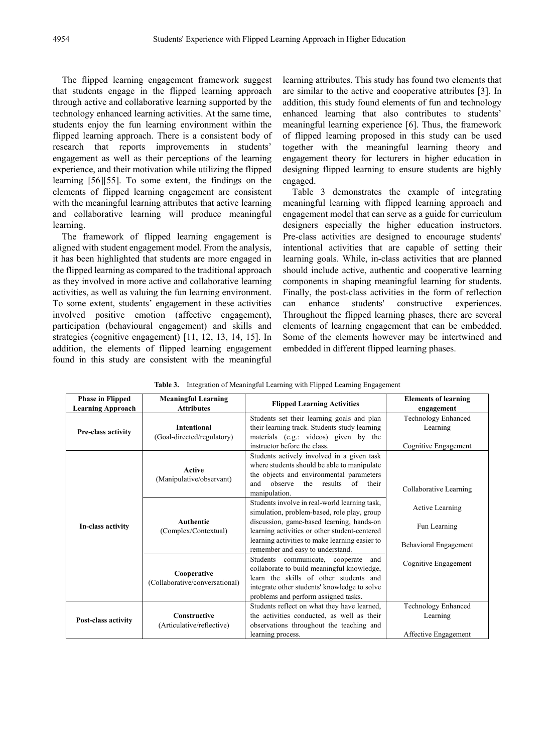The flipped learning engagement framework suggest that students engage in the flipped learning approach through active and collaborative learning supported by the technology enhanced learning activities. At the same time, students enjoy the fun learning environment within the flipped learning approach. There is a consistent body of research that reports improvements in students' engagement as well as their perceptions of the learning experience, and their motivation while utilizing the flipped learning [56][55]. To some extent, the findings on the elements of flipped learning engagement are consistent with the meaningful learning attributes that active learning and collaborative learning will produce meaningful learning.

The framework of flipped learning engagement is aligned with student engagement model. From the analysis, it has been highlighted that students are more engaged in the flipped learning as compared to the traditional approach as they involved in more active and collaborative learning activities, as well as valuing the fun learning environment. To some extent, students' engagement in these activities involved positive emotion (affective engagement), participation (behavioural engagement) and skills and strategies (cognitive engagement) [11, 12, 13, 14, 15]. In addition, the elements of flipped learning engagement found in this study are consistent with the meaningful learning attributes. This study has found two elements that are similar to the active and cooperative attributes [3]. In addition, this study found elements of fun and technology enhanced learning that also contributes to students' meaningful learning experience [6]. Thus, the framework of flipped learning proposed in this study can be used together with the meaningful learning theory and engagement theory for lecturers in higher education in designing flipped learning to ensure students are highly engaged.

Table 3 demonstrates the example of integrating meaningful learning with flipped learning approach and engagement model that can serve as a guide for curriculum designers especially the higher education instructors. Pre-class activities are designed to encourage students' intentional activities that are capable of setting their learning goals. While, in-class activities that are planned should include active, authentic and cooperative learning components in shaping meaningful learning for students. Finally, the post-class activities in the form of reflection can enhance students' constructive experiences. Throughout the flipped learning phases, there are several elements of learning engagement that can be embedded. Some of the elements however may be intertwined and embedded in different flipped learning phases.

**Table 3.** Integration of Meaningful Learning with Flipped Learning Engagement

| Phase in Flipped Learning Approach | Meaningful Learning Attributes | Flipped Learning Activities | Elements of learning engagement |
|---|---|---|---|
| **Pre-class activity** | **Intentional** (Goal-directed/regulatory) | Students set their learning goals and plan their learning track. Students study learning materials (e.g.: videos) given by the instructor before the class. | Technology Enhanced Learning<br><br>Cognitive Engagement |
| **In-class activity** | **Active** (Manipulative/observant) | Students actively involved in a given task where students should be able to manipulate the objects and environmental parameters and observe the results of their manipulation. | Collaborative Learning<br><br>Active Learning<br><br>Fun Learning<br><br>Behavioral Engagement<br><br>Cognitive Engagement |
| | **Authentic** (Complex/Contextual) | Students involve in real-world learning task, simulation, problem-based, role play, group discussion, game-based learning, hands-on learning activities or other student-centered learning activities to make learning easier to remember and easy to understand. | |
| | **Cooperative** (Collaborative/conversational) | Students communicate, cooperate and collaborate to build meaningful knowledge, learn the skills of other students and integrate other students' knowledge to solve problems and perform assigned tasks. | |
| **Post-class activity** | **Constructive** (Articulative/reflective) | Students reflect on what they have learned, the activities conducted, as well as their observations throughout the teaching and learning process. | Technology Enhanced Learning<br><br>Affective Engagement |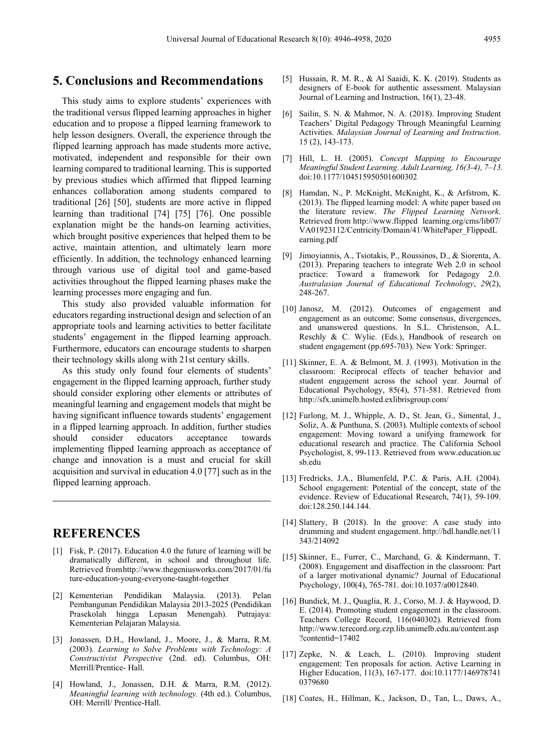## 5. Conclusions and Recommendations

This study aims to explore students' experiences with the traditional versus flipped learning approaches in higher education and to propose a flipped learning framework to help lesson designers. Overall, the experience through the flipped learning approach has made students more active, motivated, independent and responsible for their own learning compared to traditional learning. This is supported by previous studies which affirmed that flipped learning enhances collaboration among students compared to traditional [26] [50], students are more active in flipped learning than traditional [74] [75] [76]. One possible explanation might be the hands-on learning activities, which brought positive experiences that helped them to be active, maintain attention, and ultimately learn more efficiently. In addition, the technology enhanced learning through various use of digital tool and game-based activities throughout the flipped learning phases make the learning processes more engaging and fun.

This study also provided valuable information for educators regarding instructional design and selection of an appropriate tools and learning activities to better facilitate students' engagement in the flipped learning approach. Furthermore, educators can encourage students to sharpen their technology skills along with 21st century skills.

As this study only found four elements of students' engagement in the flipped learning approach, further study should consider exploring other elements or attributes of meaningful learning and engagement models that might be having significant influence towards students' engagement in a flipped learning approach. In addition, further studies should consider educators acceptance towards implementing flipped learning approach as acceptance of change and innovation is a must and crucial for skill acquisition and survival in education 4.0 [77] such as in the flipped learning approach.

## REFERENCES

[1] Fisk, P. (2017). Education 4.0 the future of learning will be dramatically different, in school and throughout life. Retrieved fromhttp://www.thegeniusworks.com/2017/01/future-education-young-everyone-taught-together

[2] Kementerian Pendidikan Malaysia. (2013). Pelan Pembangunan Pendidikan Malaysia 2013-2025 (Pendidikan Prasekolah hingga Lepasan Menengah). Putrajaya: Kementerian Pelajaran Malaysia.

[3] Jonassen, D.H., Howland, J., Moore, J., & Marra, R.M. (2003). *Learning to Solve Problems with Technology: A Constructivist Perspective* (2nd. ed). Columbus, OH: Merrill/Prentice- Hall.

[4] Howland, J., Jonassen, D.H. & Marra, R.M. (2012). *Meaningful learning with technology.* (4th ed.). Columbus, OH: Merrill/ Prentice-Hall.

[5] Hussain, R. M. R., & Al Saaidi, K. K. (2019). Students as designers of E-book for authentic assessment. Malaysian Journal of Learning and Instruction, 16(1), 23-48.

[6] Sailin, S. N. & Mahmor, N. A. (2018). Improving Student Teachers' Digital Pedagogy Through Meaningful Learning Activities. *Malaysian Journal of Learning and Instruction*. 15 (2), 143-173.

[7] Hill, L. H. (2005). *Concept Mapping to Encourage Meaningful Student Learning. Adult Learning, 16(3-4), 7–13.* doi:10.1177/104515950501600302

[8] Hamdan, N., P. McKnight, McKnight, K., & Arfstrom, K. (2013). The flipped learning model: A white paper based on the literature review. *The Flipped Learning Network*. Retrieved from http://www.flipped learning.org/cms/lib07/VA01923112/Centricity/Domain/41/WhitePaper_FlippedLearning.pdf

[9] Jimoyiannis, A., Tsiotakis, P., Roussinos, D., & Siorenta, A. (2013). Preparing teachers to integrate Web 2.0 in school practice: Toward a framework for Pedagogy 2.0. *Australasian Journal of Educational Technology*, *29*(2), 248-267.

[10] Janosz, M. (2012). Outcomes of engagement and engagement as an outcome: Some consensus, divergences, and unanswered questions. In S.L. Christenson, A.L. Reschly & C. Wylie. (Eds.), Handbook of research on student engagement (pp.695-703). New York: Springer.

[11] Skinner, E. A. & Belmont, M. J. (1993). Motivation in the classroom: Reciprocal effects of teacher behavior and student engagement across the school year. Journal of Educational Psychology, 85(4), 571-581. Retrieved from http://sfx.unimelb.hosted.exlibrisgroup.com/

[12] Furlong, M. J., Whipple, A. D., St. Jean, G., Simental, J., Soliz, A. & Punthuna, S. (2003). Multiple contexts of school engagement: Moving toward a unifying framework for educational research and practice. The California School Psychologist, 8, 99-113. Retrieved from www.education.ucsb.edu

[13] Fredricks, J.A., Blumenfeld, P.C. & Paris, A.H. (2004). School engagement: Potential of the concept, state of the evidence. Review of Educational Research, 74(1), 59-109. doi:128.250.144.144.

[14] Slattery, B (2018). In the groove: A case study into drumming and student engagement. http://hdl.handle.net/11343/214092

[15] Skinner, E., Furrer, C., Marchand, G. & Kindermann, T. (2008). Engagement and disaffection in the classroom: Part of a larger motivational dynamic? Journal of Educational Psychology, 100(4), 765-781. doi:10.1037/a0012840.

[16] Bundick, M. J., Quaglia, R. J., Corso, M. J. & Haywood, D. E. (2014). Promoting student engagement in the classroom. Teachers College Record, 116(040302). Retrieved from http://www.tcrecord.org.ezp.lib.unimelb.edu.au/content.asp?contentid=17402

[17] Zepke, N. & Leach, L. (2010). Improving student engagement: Ten proposals for action. Active Learning in Higher Education, 11(3), 167-177. doi:10.1177/1469787410379680

[18] Coates, H., Hillman, K., Jackson, D., Tan, L., Daws, A.,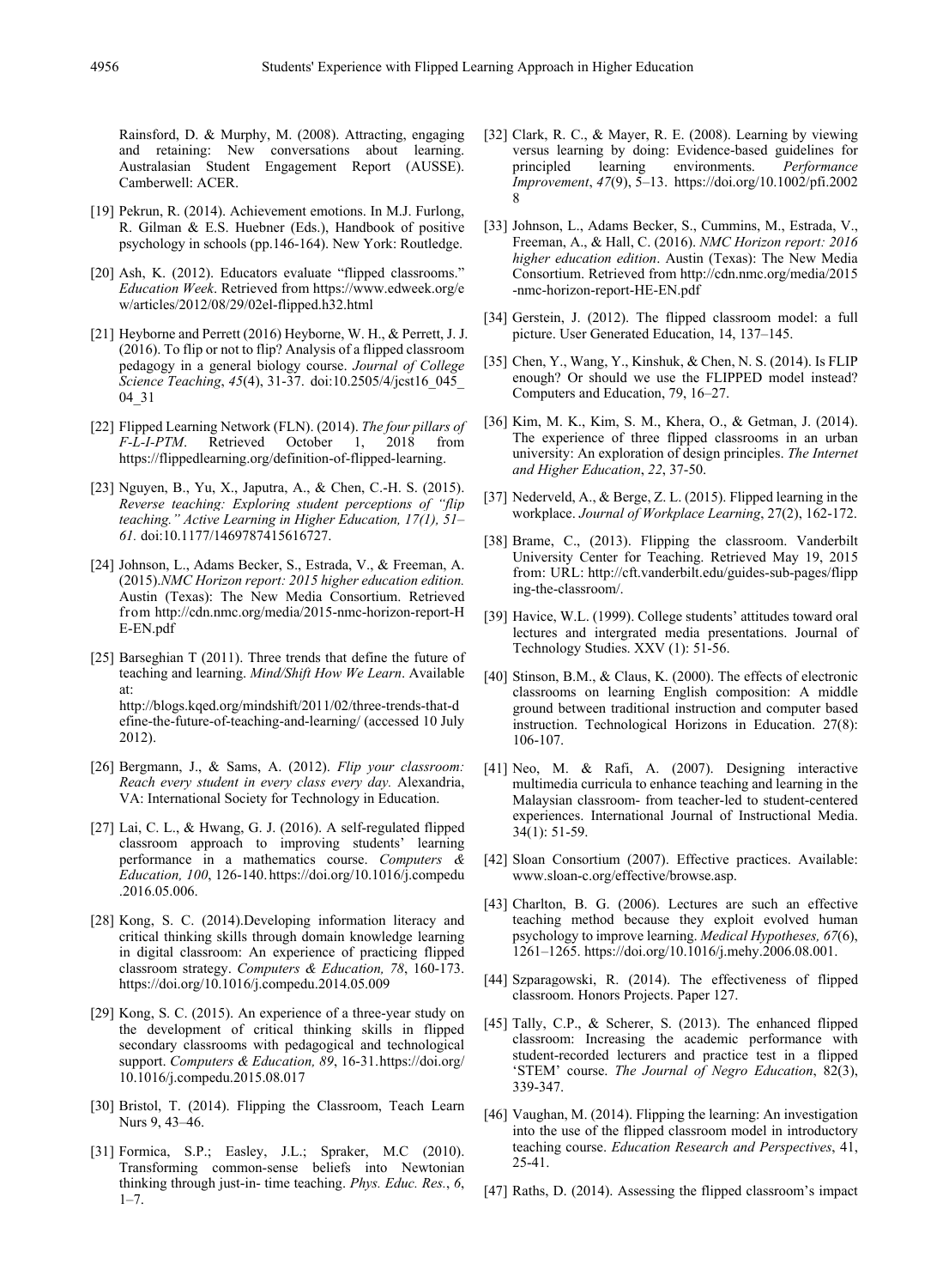Rainsford, D. & Murphy, M. (2008). Attracting, engaging and retaining: New conversations about learning. Australasian Student Engagement Report (AUSSE). Camberwell: ACER.

[19] Pekrun, R. (2014). Achievement emotions. In M.J. Furlong, R. Gilman & E.S. Huebner (Eds.), Handbook of positive psychology in schools (pp.146-164). New York: Routledge.

[20] Ash, K. (2012). Educators evaluate "flipped classrooms." *Education Week*. Retrieved from https://www.edweek.org/ew/articles/2012/08/29/02el-flipped.h32.html

[21] Heyborne and Perrett (2016) Heyborne, W. H., & Perrett, J. J. (2016). To flip or not to flip? Analysis of a flipped classroom pedagogy in a general biology course. *Journal of College Science Teaching*, *45*(4), 31-37. doi:10.2505/4/jcst16_045_04_31

[22] Flipped Learning Network (FLN). (2014). *The four pillars of F-L-I-PTM*. Retrieved October 1, 2018 from https://flippedlearning.org/definition-of-flipped-learning.

[23] Nguyen, B., Yu, X., Japutra, A., & Chen, C.-H. S. (2015). *Reverse teaching: Exploring student perceptions of "flip teaching." Active Learning in Higher Education, 17(1), 51–61.* doi:10.1177/1469787415616727.

[24] Johnson, L., Adams Becker, S., Estrada, V., & Freeman, A. (2015).*NMC Horizon report: 2015 higher education edition.* Austin (Texas): The New Media Consortium. Retrieved from http://cdn.nmc.org/media/2015-nmc-horizon-report-HE-EN.pdf

[25] Barseghian T (2011). Three trends that define the future of teaching and learning. *Mind/Shift How We Learn*. Available at: http://blogs.kqed.org/mindshift/2011/02/three-trends-that-define-the-future-of-teaching-and-learning/ (accessed 10 July 2012).

[26] Bergmann, J., & Sams, A. (2012). *Flip your classroom: Reach every student in every class every day.* Alexandria, VA: International Society for Technology in Education.

[27] Lai, C. L., & Hwang, G. J. (2016). A self-regulated flipped classroom approach to improving students' learning performance in a mathematics course. *Computers & Education, 100*, 126-140. https://doi.org/10.1016/j.compedu.2016.05.006.

[28] Kong, S. C. (2014).Developing information literacy and critical thinking skills through domain knowledge learning in digital classroom: An experience of practicing flipped classroom strategy. *Computers & Education, 78*, 160-173. https://doi.org/10.1016/j.compedu.2014.05.009

[29] Kong, S. C. (2015). An experience of a three-year study on the development of critical thinking skills in flipped secondary classrooms with pedagogical and technological support. *Computers & Education, 89*, 16-31. https://doi.org/10.1016/j.compedu.2015.08.017

[30] Bristol, T. (2014). Flipping the Classroom, Teach Learn Nurs 9, 43–46.

[31] Formica, S.P.; Easley, J.L.; Spraker, M.C (2010). Transforming common-sense beliefs into Newtonian thinking through just-in- time teaching. *Phys. Educ. Res.*, *6*, 1–7.

[32] Clark, R. C., & Mayer, R. E. (2008). Learning by viewing versus learning by doing: Evidence-based guidelines for principled learning environments. *Performance Improvement*, *47*(9), 5–13. https://doi.org/10.1002/pfi.20028

[33] Johnson, L., Adams Becker, S., Cummins, M., Estrada, V., Freeman, A., & Hall, C. (2016). *NMC Horizon report: 2016 higher education edition*. Austin (Texas): The New Media Consortium. Retrieved from http://cdn.nmc.org/media/2015-nmc-horizon-report-HE-EN.pdf

[34] Gerstein, J. (2012). The flipped classroom model: a full picture. User Generated Education, 14, 137–145.

[35] Chen, Y., Wang, Y., Kinshuk, & Chen, N. S. (2014). Is FLIP enough? Or should we use the FLIPPED model instead? Computers and Education, 79, 16–27.

[36] Kim, M. K., Kim, S. M., Khera, O., & Getman, J. (2014). The experience of three flipped classrooms in an urban university: An exploration of design principles. *The Internet and Higher Education*, *22*, 37-50.

[37] Nederveld, A., & Berge, Z. L. (2015). Flipped learning in the workplace. *Journal of Workplace Learning*, 27(2), 162-172.

[38] Brame, C., (2013). Flipping the classroom. Vanderbilt University Center for Teaching. Retrieved May 19, 2015 from: URL: http://cft.vanderbilt.edu/guides-sub-pages/flipping-the-classroom/.

[39] Havice, W.L. (1999). College students' attitudes toward oral lectures and intergrated media presentations. Journal of Technology Studies. XXV (1): 51-56.

[40] Stinson, B.M., & Claus, K. (2000). The effects of electronic classrooms on learning English composition: A middle ground between traditional instruction and computer based instruction. Technological Horizons in Education. 27(8): 106-107.

[41] Neo, M. & Rafi, A. (2007). Designing interactive multimedia curricula to enhance teaching and learning in the Malaysian classroom- from teacher-led to student-centered experiences. International Journal of Instructional Media. 34(1): 51-59.

[42] Sloan Consortium (2007). Effective practices. Available: www.sloan-c.org/effective/browse.asp.

[43] Charlton, B. G. (2006). Lectures are such an effective teaching method because they exploit evolved human psychology to improve learning. *Medical Hypotheses, 67*(6), 1261–1265. https://doi.org/10.1016/j.mehy.2006.08.001.

[44] Szparagowski, R. (2014). The effectiveness of flipped classroom. Honors Projects. Paper 127.

[45] Tally, C.P., & Scherer, S. (2013). The enhanced flipped classroom: Increasing the academic performance with student-recorded lecturers and practice test in a flipped 'STEM' course. *The Journal of Negro Education*, 82(3), 339-347.

[46] Vaughan, M. (2014). Flipping the learning: An investigation into the use of the flipped classroom model in introductory teaching course. *Education Research and Perspectives*, 41, 25-41.

[47] Raths, D. (2014). Assessing the flipped classroom's impact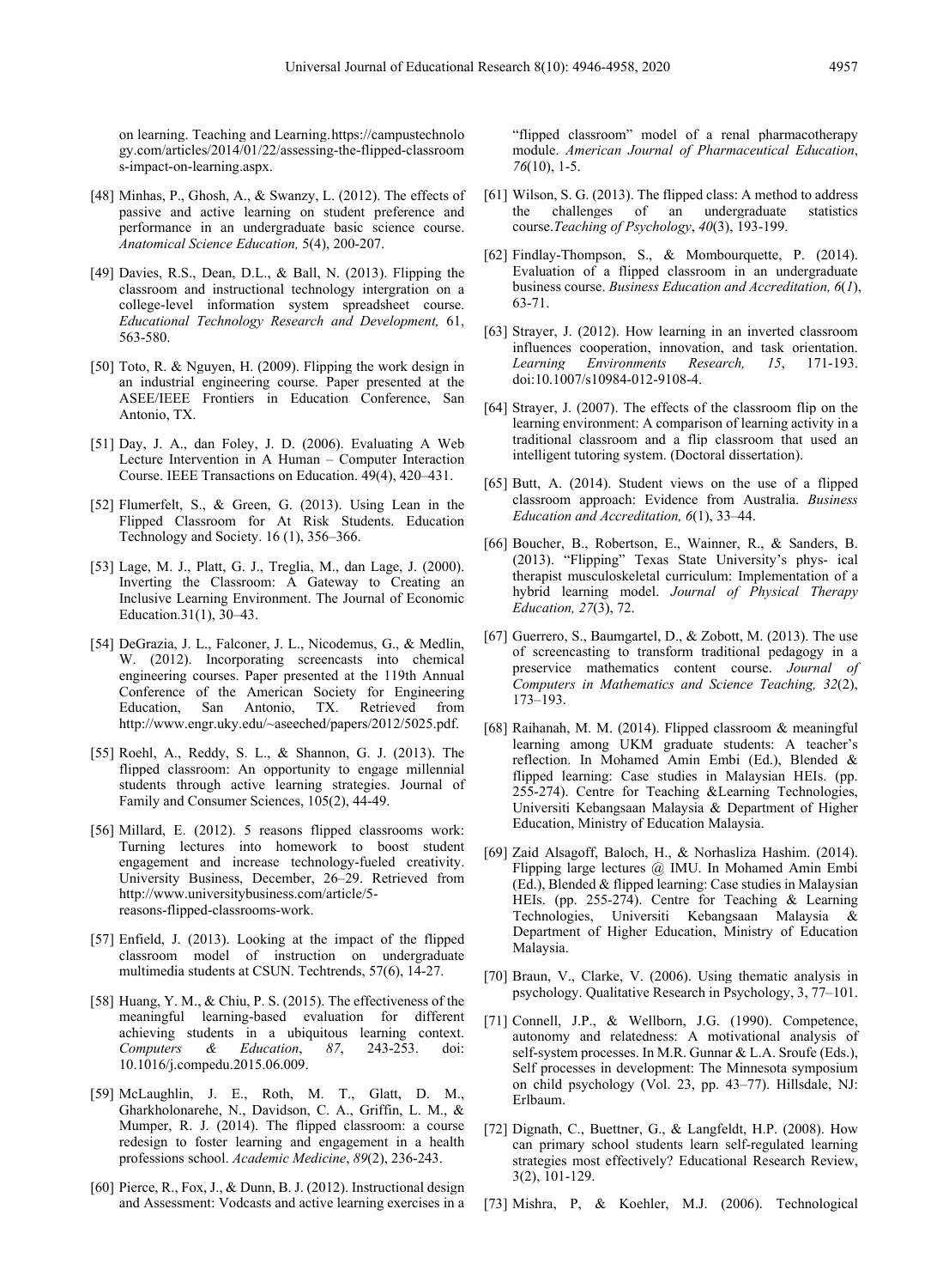on learning. Teaching and Learning. https://campustechnology.com/articles/2014/01/22/assessing-the-flipped-classrooms-impact-on-learning.aspx.

[48] Minhas, P., Ghosh, A., & Swanzy, L. (2012). The effects of passive and active learning on student preference and performance in an undergraduate basic science course. *Anatomical Science Education,* 5(4), 200-207.

[49] Davies, R.S., Dean, D.L., & Ball, N. (2013). Flipping the classroom and instructional technology intergration on a college-level information system spreadsheet course. *Educational Technology Research and Development,* 61, 563-580.

[50] Toto, R. & Nguyen, H. (2009). Flipping the work design in an industrial engineering course. Paper presented at the ASEE/IEEE Frontiers in Education Conference, San Antonio, TX.

[51] Day, J. A., dan Foley, J. D. (2006). Evaluating A Web Lecture Intervention in A Human – Computer Interaction Course. IEEE Transactions on Education. 49(4), 420–431.

[52] Flumerfelt, S., & Green, G. (2013). Using Lean in the Flipped Classroom for At Risk Students. Education Technology and Society. 16 (1), 356–366.

[53] Lage, M. J., Platt, G. J., Treglia, M., dan Lage, J. (2000). Inverting the Classroom: A Gateway to Creating an Inclusive Learning Environment. The Journal of Economic Education.31(1), 30–43.

[54] DeGrazia, J. L., Falconer, J. L., Nicodemus, G., & Medlin, W. (2012). Incorporating screencasts into chemical engineering courses. Paper presented at the 119th Annual Conference of the American Society for Engineering Education, San Antonio, TX. Retrieved from http://www.engr.uky.edu/~aseeched/papers/2012/5025.pdf.

[55] Roehl, A., Reddy, S. L., & Shannon, G. J. (2013). The flipped classroom: An opportunity to engage millennial students through active learning strategies. Journal of Family and Consumer Sciences, 105(2), 44-49.

[56] Millard, E. (2012). 5 reasons flipped classrooms work: Turning lectures into homework to boost student engagement and increase technology-fueled creativity. University Business, December, 26–29. Retrieved from http://www.universitybusiness.com/article/5-reasons-flipped-classrooms-work.

[57] Enfield, J. (2013). Looking at the impact of the flipped classroom model of instruction on undergraduate multimedia students at CSUN. Techtrends, 57(6), 14-27.

[58] Huang, Y. M., & Chiu, P. S. (2015). The effectiveness of the meaningful learning-based evaluation for different achieving students in a ubiquitous learning context. *Computers & Education*, *87*, 243-253. doi: 10.1016/j.compedu.2015.06.009.

[59] McLaughlin, J. E., Roth, M. T., Glatt, D. M., Gharkholonarehe, N., Davidson, C. A., Griffin, L. M., & Mumper, R. J. (2014). The flipped classroom: a course redesign to foster learning and engagement in a health professions school. *Academic Medicine*, *89*(2), 236-243.

[60] Pierce, R., Fox, J., & Dunn, B. J. (2012). Instructional design and Assessment: Vodcasts and active learning exercises in a "flipped classroom" model of a renal pharmacotherapy module. *American Journal of Pharmaceutical Education*, *76*(10), 1-5.

[61] Wilson, S. G. (2013). The flipped class: A method to address the challenges of an undergraduate statistics course.*Teaching of Psychology*, *40*(3), 193-199.

[62] Findlay-Thompson, S., & Mombourquette, P. (2014). Evaluation of a flipped classroom in an undergraduate business course. *Business Education and Accreditation, 6*(*1*), 63-71.

[63] Strayer, J. (2012). How learning in an inverted classroom influences cooperation, innovation, and task orientation. *Learning Environments Research, 15*, 171-193. doi:10.1007/s10984-012-9108-4.

[64] Strayer, J. (2007). The effects of the classroom flip on the learning environment: A comparison of learning activity in a traditional classroom and a flip classroom that used an intelligent tutoring system. (Doctoral dissertation).

[65] Butt, A. (2014). Student views on the use of a flipped classroom approach: Evidence from Australia. *Business Education and Accreditation, 6*(1), 33–44.

[66] Boucher, B., Robertson, E., Wainner, R., & Sanders, B. (2013). "Flipping" Texas State University's phys- ical therapist musculoskeletal curriculum: Implementation of a hybrid learning model. *Journal of Physical Therapy Education, 27*(3), 72.

[67] Guerrero, S., Baumgartel, D., & Zobott, M. (2013). The use of screencasting to transform traditional pedagogy in a preservice mathematics content course. *Journal of Computers in Mathematics and Science Teaching, 32*(2), 173–193.

[68] Raihanah, M. M. (2014). Flipped classroom & meaningful learning among UKM graduate students: A teacher's reflection. In Mohamed Amin Embi (Ed.), Blended & flipped learning: Case studies in Malaysian HEIs. (pp. 255-274). Centre for Teaching &Learning Technologies, Universiti Kebangsaan Malaysia & Department of Higher Education, Ministry of Education Malaysia.

[69] Zaid Alsagoff, Baloch, H., & Norhasliza Hashim. (2014). Flipping large lectures @ IMU. In Mohamed Amin Embi (Ed.), Blended & flipped learning: Case studies in Malaysian HEIs. (pp. 255-274). Centre for Teaching & Learning Technologies, Universiti Kebangsaan Malaysia & Department of Higher Education, Ministry of Education Malaysia.

[70] Braun, V., Clarke, V. (2006). Using thematic analysis in psychology. Qualitative Research in Psychology, 3, 77–101.

[71] Connell, J.P., & Wellborn, J.G. (1990). Competence, autonomy and relatedness: A motivational analysis of self-system processes. In M.R. Gunnar & L.A. Sroufe (Eds.), Self processes in development: The Minnesota symposium on child psychology (Vol. 23, pp. 43–77). Hillsdale, NJ: Erlbaum.

[72] Dignath, C., Buettner, G., & Langfeldt, H.P. (2008). How can primary school students learn self-regulated learning strategies most effectively? Educational Research Review, 3(2), 101-129.

[73] Mishra, P, & Koehler, M.J. (2006). Technological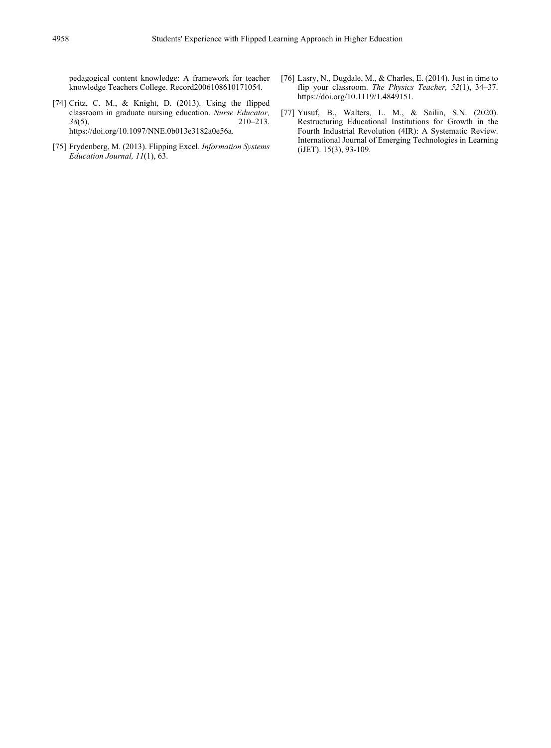pedagogical content knowledge: A framework for teacher knowledge Teachers College. Record2006108610171054.

[74] Critz, C. M., & Knight, D. (2013). Using the flipped classroom in graduate nursing education. *Nurse Educator, 38*(5), 210–213. https://doi.org/10.1097/NNE.0b013e3182a0e56a.

[75] Frydenberg, M. (2013). Flipping Excel. *Information Systems Education Journal, 11*(1), 63.

[76] Lasry, N., Dugdale, M., & Charles, E. (2014). Just in time to flip your classroom. *The Physics Teacher, 52*(1), 34–37. https://doi.org/10.1119/1.4849151.

[77] Yusuf, B., Walters, L. M., & Sailin, S.N. (2020). Restructuring Educational Institutions for Growth in the Fourth Industrial Revolution (4IR): A Systematic Review. International Journal of Emerging Technologies in Learning (iJET). 15(3), 93-109.